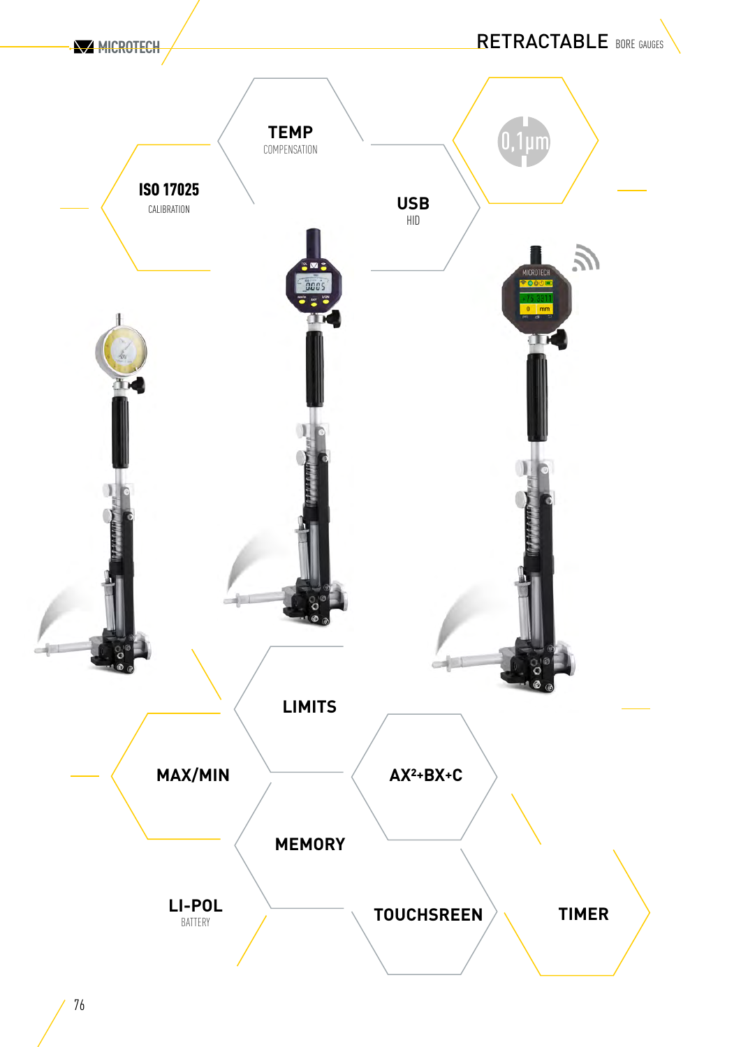# RETRACTABLE BORE GAUGES

**TEMP**
COMPENSATION

**ISO 17025**
CALIBRATION

**USB**
HID

0,1µm

**LIMITS**

**MAX/MIN**

**AX²+BX+C**

**MEMORY**

**LI-POL**
BATTERY

**TOUCHSREEN**

**TIMER**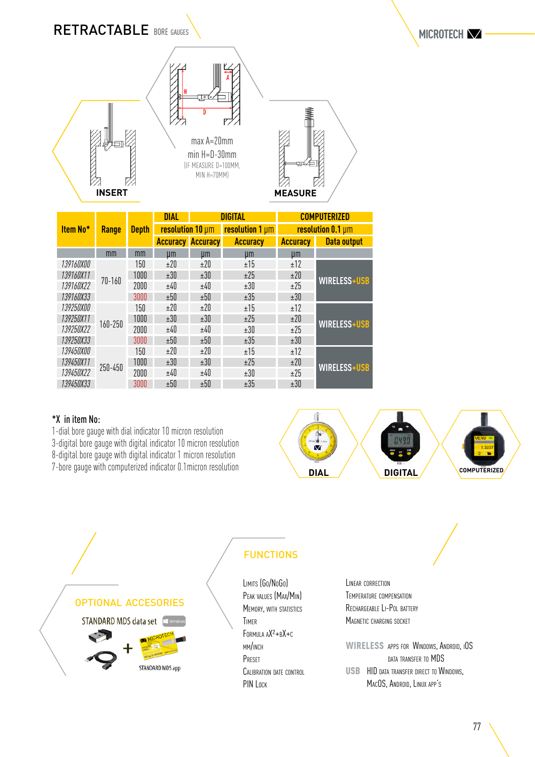# RETRACTABLE BORE GAUGES

MICROTECH

INSERT

max A=20mm
min H=D-30mm
(IF MEASURE D=100MM, MIN H=70MM)

MEASURE

| Item No* | Range | Depth | DIAL | | DIGITAL | COMPUTERIZED | |
|---|---|---|---|---|---|---|---|
| | | | resolution 10 µm | | resolution 1 µm | resolution 0.1 µm | |
| | | | Accuracy | Accuracy | Accuracy | Accuracy | Data output |
| | mm | mm | µm | µm | µm | µm | |
| 139160X00 | 70-160 | 150 | ±20 | ±20 | ±15 | ±12 | WIRELESS+USB |
| 139160X11 | | 1000 | ±30 | ±30 | ±25 | ±20 | |
| 139160X22 | | 2000 | ±40 | ±40 | ±30 | ±25 | |
| 139160X33 | | 3000 | ±50 | ±50 | ±35 | ±30 | |
| 139250X00 | 160-250 | 150 | ±20 | ±20 | ±15 | ±12 | WIRELESS+USB |
| 139250X11 | | 1000 | ±30 | ±30 | ±25 | ±20 | |
| 139250X22 | | 2000 | ±40 | ±40 | ±30 | ±25 | |
| 139250X33 | | 3000 | ±50 | ±50 | ±35 | ±30 | |
| 139450X00 | 250-450 | 150 | ±20 | ±20 | ±15 | ±12 | WIRELESS+USB |
| 139450X11 | | 1000 | ±30 | ±30 | ±25 | ±20 | |
| 139450X22 | | 2000 | ±40 | ±40 | ±30 | ±25 | |
| 139450X33 | | 3000 | ±50 | ±50 | ±35 | ±30 | |

*X in item No:
1-dial bore gauge with dial indicator 10 micron resolution
3-digital bore gauge with digital indicator 10 micron resolution
8-digital bore gauge with digital indicator 1 micron resolution
7-bore gauge with computerized indicator 0.1micron resolution

DIAL DIGITAL COMPUTERIZED

## OPTIONAL ACCESORIES

STANDARD MDS data set Windows

STANDARD MDS app

## FUNCTIONS

- Limits (Go/NoGo)
- Peak values (Max/Min)
- Memory, with statistics
- Timer
- Formula $aX^2+bX+c$
- mm/inch
- Preset
- Calibration date control
- PIN Lock
- Linear correction
- Temperature compensation
- Rechargeable Li-Pol battery
- Magnetic charging socket

**WIRELESS** apps for Windows, Android, iOS data transfer to MDS

**USB** HID data transfer direct to Windows, MacOS, Android, Linux app's